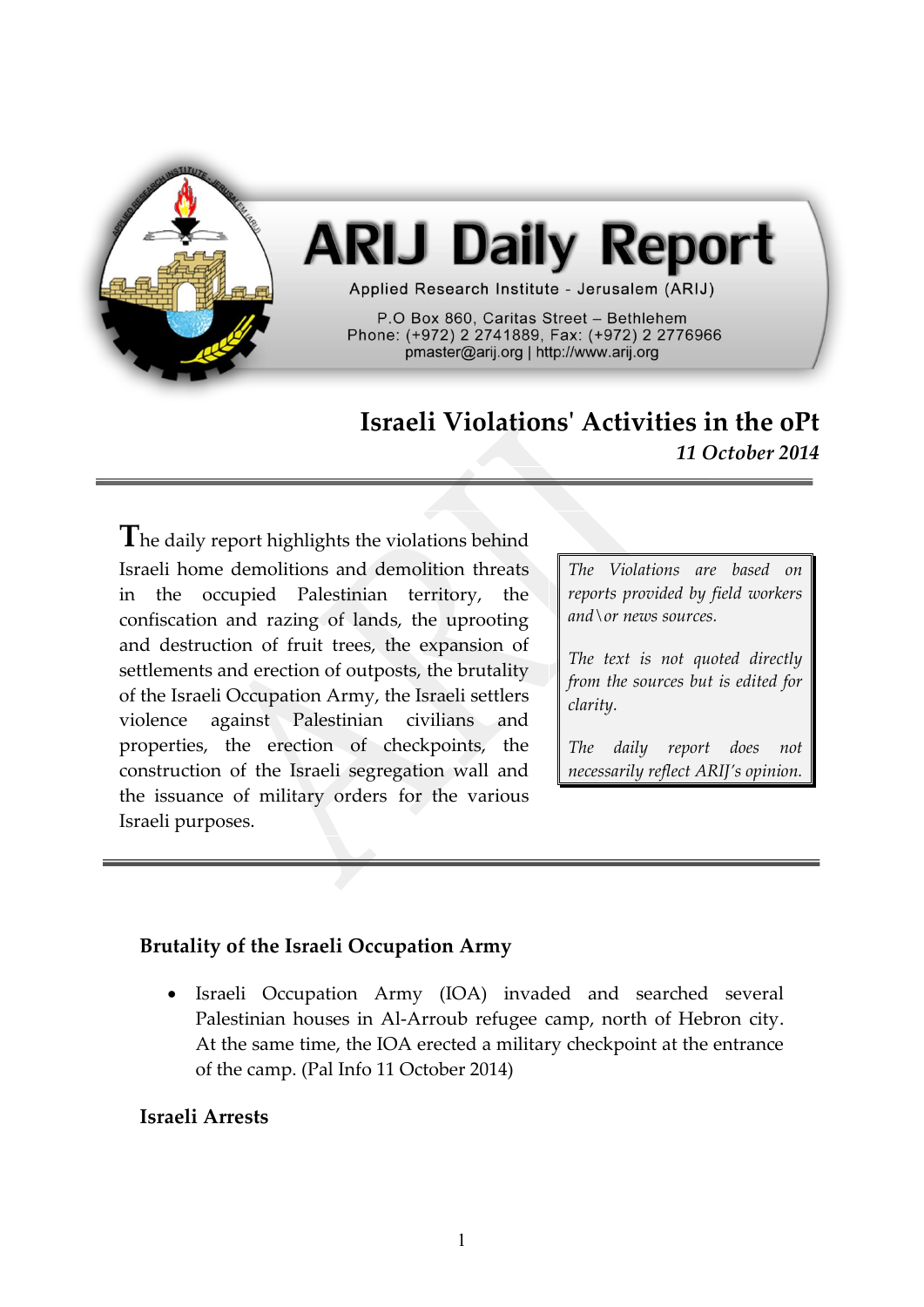# ARIJ Daily Report

Applied Research Institute - Jerusalem (ARIJ)

P.O Box 860, Caritas Street – Bethlehem
Phone: (+972) 2 2741889, Fax: (+972) 2 2776966
pmaster@arij.org | http://www.arij.org

## Israeli Violations' Activities in the oPt

*11 October 2014*

The daily report highlights the violations behind Israeli home demolitions and demolition threats in the occupied Palestinian territory, the confiscation and razing of lands, the uprooting and destruction of fruit trees, the expansion of settlements and erection of outposts, the brutality of the Israeli Occupation Army, the Israeli settlers violence against Palestinian civilians and properties, the erection of checkpoints, the construction of the Israeli segregation wall and the issuance of military orders for the various Israeli purposes.

*The Violations are based on reports provided by field workers and\or news sources.*

*The text is not quoted directly from the sources but is edited for clarity.*

*The daily report does not necessarily reflect ARIJ's opinion.*

### Brutality of the Israeli Occupation Army

- Israeli Occupation Army (IOA) invaded and searched several Palestinian houses in Al-Arroub refugee camp, north of Hebron city. At the same time, the IOA erected a military checkpoint at the entrance of the camp. (Pal Info 11 October 2014)

### Israeli Arrests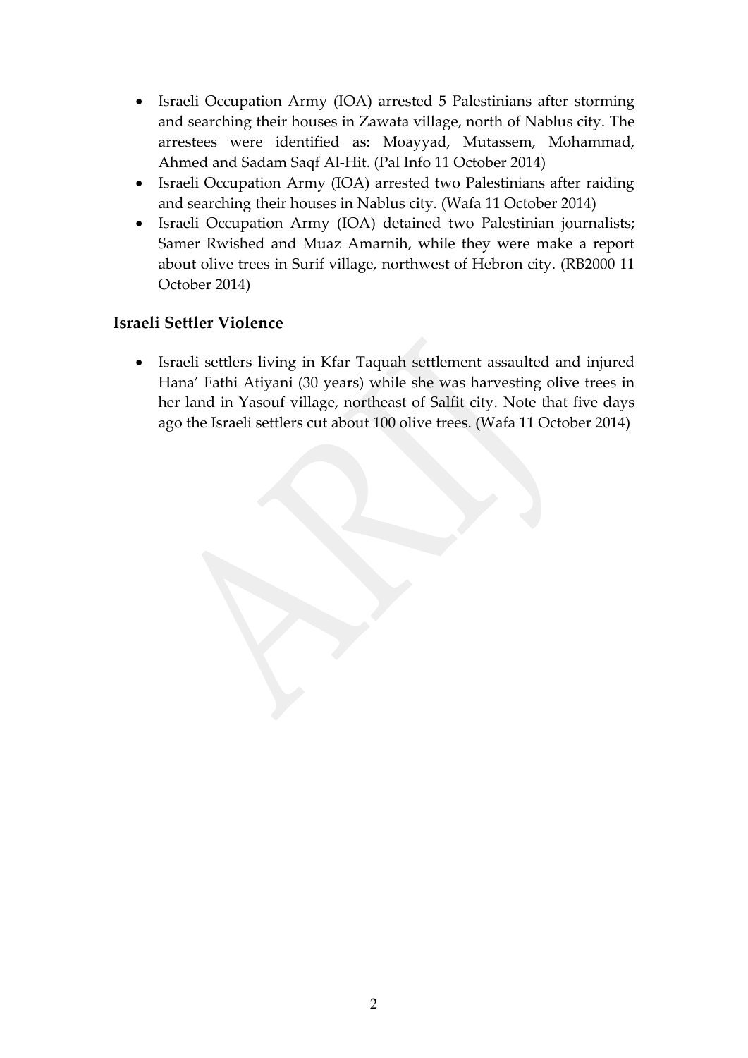- Israeli Occupation Army (IOA) arrested 5 Palestinians after storming and searching their houses in Zawata village, north of Nablus city. The arrestees were identified as: Moayyad, Mutassem, Mohammad, Ahmed and Sadam Saqf Al-Hit. (Pal Info 11 October 2014)
- Israeli Occupation Army (IOA) arrested two Palestinians after raiding and searching their houses in Nablus city. (Wafa 11 October 2014)
- Israeli Occupation Army (IOA) detained two Palestinian journalists; Samer Rwished and Muaz Amarnih, while they were make a report about olive trees in Surif village, northwest of Hebron city. (RB2000 11 October 2014)

## Israeli Settler Violence

- Israeli settlers living in Kfar Taquah settlement assaulted and injured Hana' Fathi Atiyani (30 years) while she was harvesting olive trees in her land in Yasouf village, northeast of Salfit city. Note that five days ago the Israeli settlers cut about 100 olive trees. (Wafa 11 October 2014)